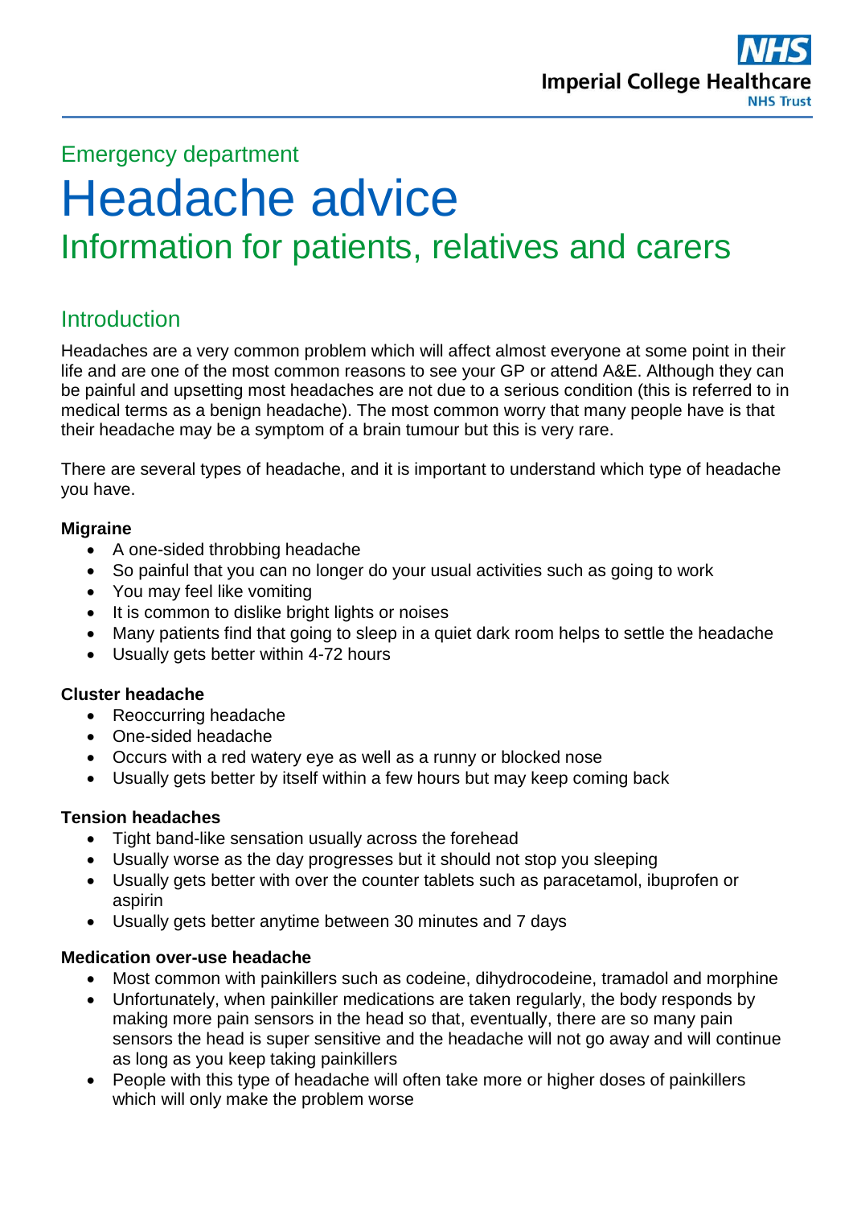Imperial College Healthcare NHS Trust

## Emergency department

# Headache advice

## Information for patients, relatives and carers

## Introduction

Headaches are a very common problem which will affect almost everyone at some point in their life and are one of the most common reasons to see your GP or attend A&E. Although they can be painful and upsetting most headaches are not due to a serious condition (this is referred to in medical terms as a benign headache). The most common worry that many people have is that their headache may be a symptom of a brain tumour but this is very rare.

There are several types of headache, and it is important to understand which type of headache you have.

**Migraine**

- A one-sided throbbing headache
- So painful that you can no longer do your usual activities such as going to work
- You may feel like vomiting
- It is common to dislike bright lights or noises
- Many patients find that going to sleep in a quiet dark room helps to settle the headache
- Usually gets better within 4-72 hours

**Cluster headache**

- Reoccurring headache
- One-sided headache
- Occurs with a red watery eye as well as a runny or blocked nose
- Usually gets better by itself within a few hours but may keep coming back

**Tension headaches**

- Tight band-like sensation usually across the forehead
- Usually worse as the day progresses but it should not stop you sleeping
- Usually gets better with over the counter tablets such as paracetamol, ibuprofen or aspirin
- Usually gets better anytime between 30 minutes and 7 days

**Medication over-use headache**

- Most common with painkillers such as codeine, dihydrocodeine, tramadol and morphine
- Unfortunately, when painkiller medications are taken regularly, the body responds by making more pain sensors in the head so that, eventually, there are so many pain sensors the head is super sensitive and the headache will not go away and will continue as long as you keep taking painkillers
- People with this type of headache will often take more or higher doses of painkillers which will only make the problem worse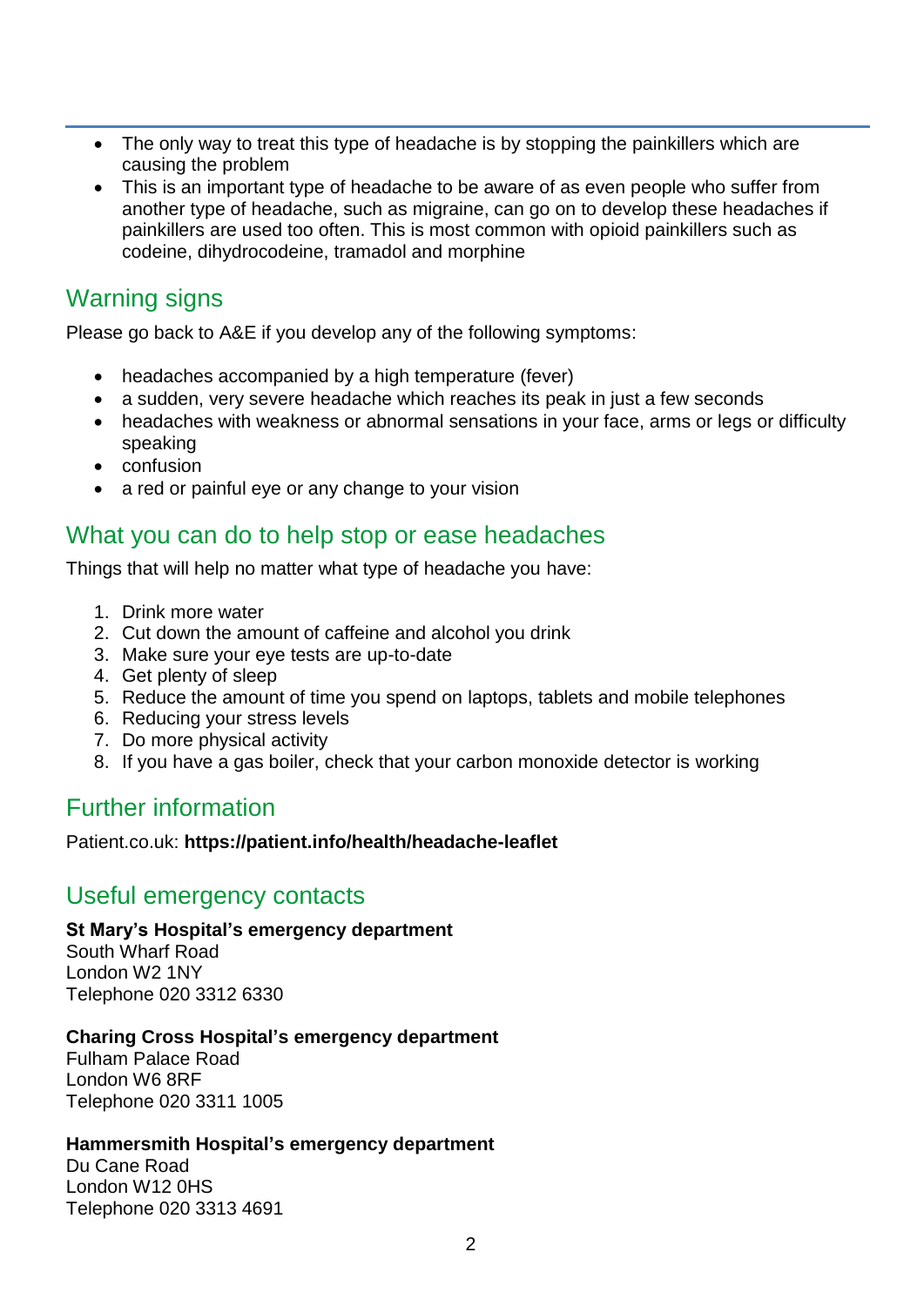- The only way to treat this type of headache is by stopping the painkillers which are causing the problem
- This is an important type of headache to be aware of as even people who suffer from another type of headache, such as migraine, can go on to develop these headaches if painkillers are used too often. This is most common with opioid painkillers such as codeine, dihydrocodeine, tramadol and morphine

## Warning signs

Please go back to A&E if you develop any of the following symptoms:

- headaches accompanied by a high temperature (fever)
- a sudden, very severe headache which reaches its peak in just a few seconds
- headaches with weakness or abnormal sensations in your face, arms or legs or difficulty speaking
- confusion
- a red or painful eye or any change to your vision

## What you can do to help stop or ease headaches

Things that will help no matter what type of headache you have:

1. Drink more water
2. Cut down the amount of caffeine and alcohol you drink
3. Make sure your eye tests are up-to-date
4. Get plenty of sleep
5. Reduce the amount of time you spend on laptops, tablets and mobile telephones
6. Reducing your stress levels
7. Do more physical activity
8. If you have a gas boiler, check that your carbon monoxide detector is working

## Further information

Patient.co.uk: **https://patient.info/health/headache-leaflet**

## Useful emergency contacts

**St Mary's Hospital's emergency department**
South Wharf Road
London W2 1NY
Telephone 020 3312 6330

**Charing Cross Hospital's emergency department**
Fulham Palace Road
London W6 8RF
Telephone 020 3311 1005

**Hammersmith Hospital's emergency department**
Du Cane Road
London W12 0HS
Telephone 020 3313 4691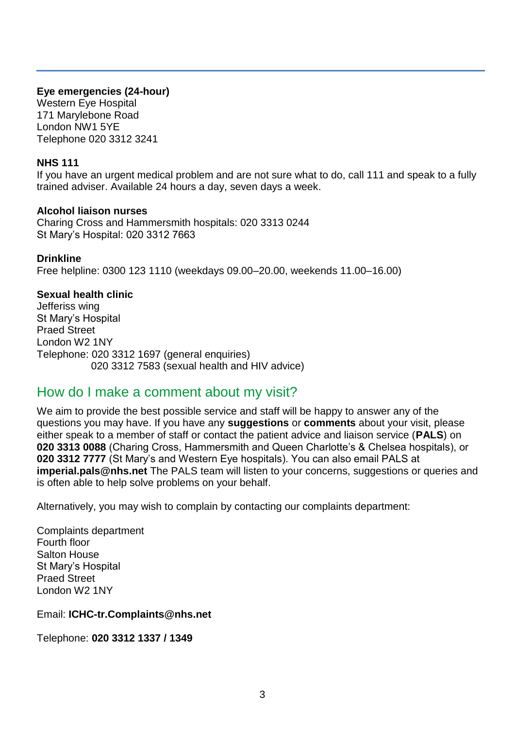**Eye emergencies (24-hour)**
Western Eye Hospital
171 Marylebone Road
London NW1 5YE
Telephone 020 3312 3241

**NHS 111**
If you have an urgent medical problem and are not sure what to do, call 111 and speak to a fully trained adviser. Available 24 hours a day, seven days a week.

**Alcohol liaison nurses**
Charing Cross and Hammersmith hospitals: 020 3313 0244
St Mary's Hospital: 020 3312 7663

**Drinkline**
Free helpline: 0300 123 1110 (weekdays 09.00–20.00, weekends 11.00–16.00)

**Sexual health clinic**
Jefferiss wing
St Mary's Hospital
Praed Street
London W2 1NY
Telephone: 020 3312 1697 (general enquiries)
020 3312 7583 (sexual health and HIV advice)

## How do I make a comment about my visit?

We aim to provide the best possible service and staff will be happy to answer any of the questions you may have. If you have any **suggestions** or **comments** about your visit, please either speak to a member of staff or contact the patient advice and liaison service (**PALS**) on **020 3313 0088** (Charing Cross, Hammersmith and Queen Charlotte's & Chelsea hospitals), or **020 3312 7777** (St Mary's and Western Eye hospitals). You can also email PALS at **imperial.pals@nhs.net** The PALS team will listen to your concerns, suggestions or queries and is often able to help solve problems on your behalf.

Alternatively, you may wish to complain by contacting our complaints department:

Complaints department
Fourth floor
Salton House
St Mary's Hospital
Praed Street
London W2 1NY

Email: **ICHC-tr.Complaints@nhs.net**

Telephone: **020 3312 1337 / 1349**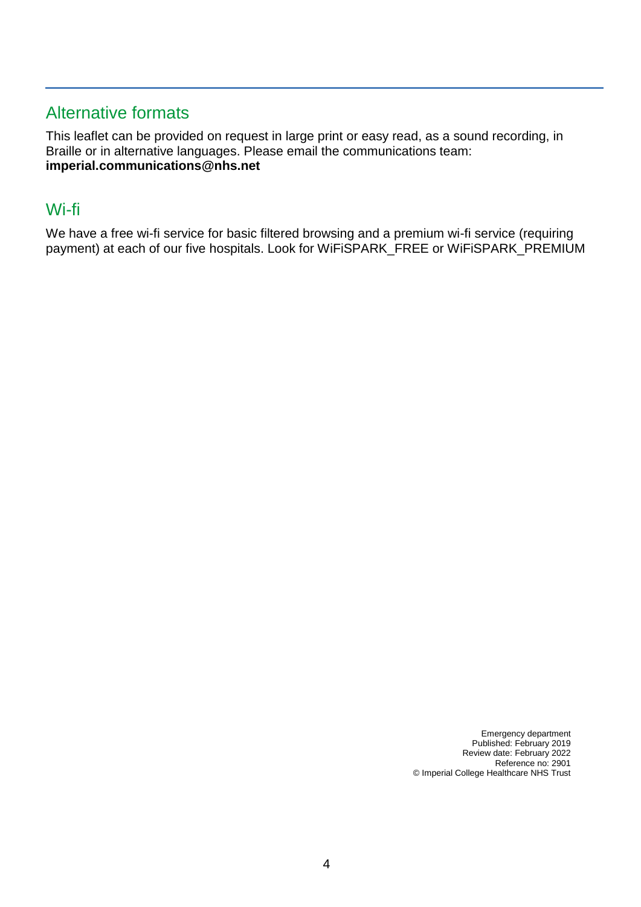## Alternative formats

This leaflet can be provided on request in large print or easy read, as a sound recording, in Braille or in alternative languages. Please email the communications team: **imperial.communications@nhs.net**

## Wi-fi

We have a free wi-fi service for basic filtered browsing and a premium wi-fi service (requiring payment) at each of our five hospitals. Look for WiFiSPARK_FREE or WiFiSPARK_PREMIUM

Emergency department
Published: February 2019
Review date: February 2022
Reference no: 2901
© Imperial College Healthcare NHS Trust